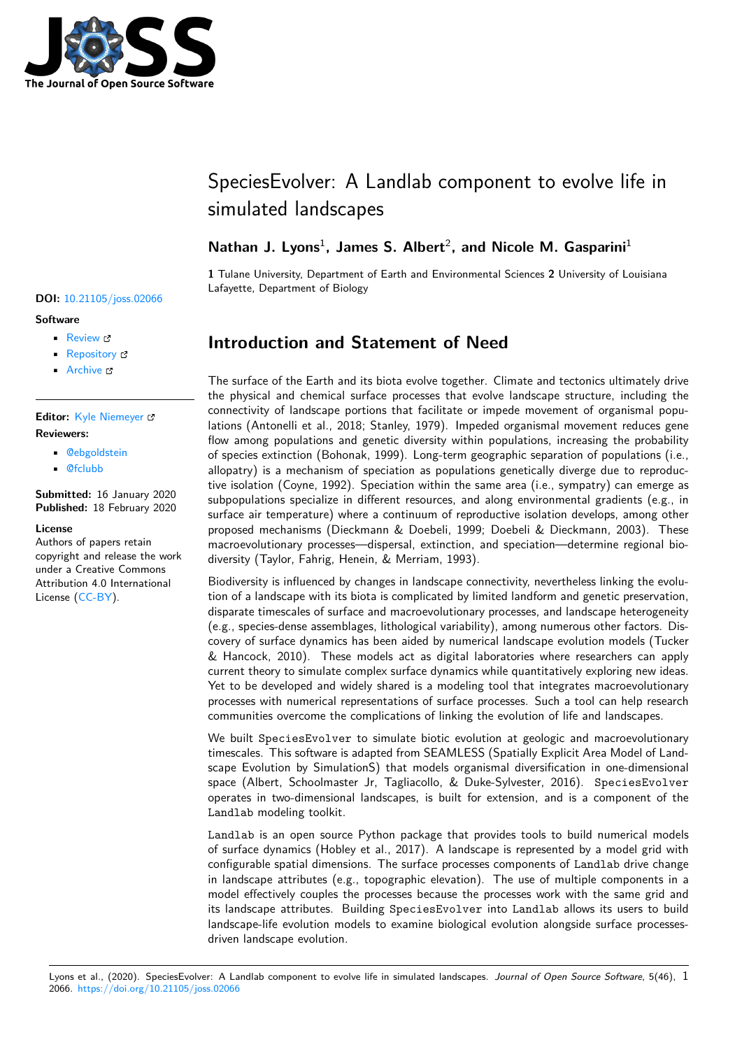# SpeciesEvolver: A Landlab component to evolve life in simulated landscapes

**Nathan J. Lyons**[1], **James S. Albert**[2], **and Nicole M. Gasparini**[1]

**1** Tulane University, Department of Earth and Environmental Sciences **2** University of Louisiana Lafayette, Department of Biology

**DOI:** 10.21105/joss.02066

**Software**

- Review
- Repository
- Archive

**Editor:** Kyle Niemeyer

**Reviewers:**

- @ebgoldstein
- @fclubb

**Submitted:** 16 January 2020
**Published:** 18 February 2020

**License**
Authors of papers retain copyright and release the work under a Creative Commons Attribution 4.0 International License (CC-BY).

## Introduction and Statement of Need

The surface of the Earth and its biota evolve together. Climate and tectonics ultimately drive the physical and chemical surface processes that evolve landscape structure, including the connectivity of landscape portions that facilitate or impede movement of organismal populations (Antonelli et al., 2018; Stanley, 1979). Impeded organismal movement reduces gene flow among populations and genetic diversity within populations, increasing the probability of species extinction (Bohonak, 1999). Long-term geographic separation of populations (i.e., allopatry) is a mechanism of speciation as populations genetically diverge due to reproductive isolation (Coyne, 1992). Speciation within the same area (i.e., sympatry) can emerge as subpopulations specialize in different resources, and along environmental gradients (e.g., in surface air temperature) where a continuum of reproductive isolation develops, among other proposed mechanisms (Dieckmann & Doebeli, 1999; Doebeli & Dieckmann, 2003). These macroevolutionary processes—dispersal, extinction, and speciation—determine regional biodiversity (Taylor, Fahrig, Henein, & Merriam, 1993).

Biodiversity is influenced by changes in landscape connectivity, nevertheless linking the evolution of a landscape with its biota is complicated by limited landform and genetic preservation, disparate timescales of surface and macroevolutionary processes, and landscape heterogeneity (e.g., species-dense assemblages, lithological variability), among numerous other factors. Discovery of surface dynamics has been aided by numerical landscape evolution models (Tucker & Hancock, 2010). These models act as digital laboratories where researchers can apply current theory to simulate complex surface dynamics while quantitatively exploring new ideas. Yet to be developed and widely shared is a modeling tool that integrates macroevolutionary processes with numerical representations of surface processes. Such a tool can help research communities overcome the complications of linking the evolution of life and landscapes.

We built `SpeciesEvolver` to simulate biotic evolution at geologic and macroevolutionary timescales. This software is adapted from SEAMLESS (Spatially Explicit Area Model of Landscape Evolution by SimulationS) that models organismal diversification in one-dimensional space (Albert, Schoolmaster Jr, Tagliacollo, & Duke-Sylvester, 2016). `SpeciesEvolver` operates in two-dimensional landscapes, is built for extension, and is a component of the `Landlab` modeling toolkit.

`Landlab` is an open source Python package that provides tools to build numerical models of surface dynamics (Hobley et al., 2017). A landscape is represented by a model grid with configurable spatial dimensions. The surface processes components of `Landlab` drive change in landscape attributes (e.g., topographic elevation). The use of multiple components in a model effectively couples the processes because the processes work with the same grid and its landscape attributes. Building `SpeciesEvolver` into `Landlab` allows its users to build landscape-life evolution models to examine biological evolution alongside surface processes-driven landscape evolution.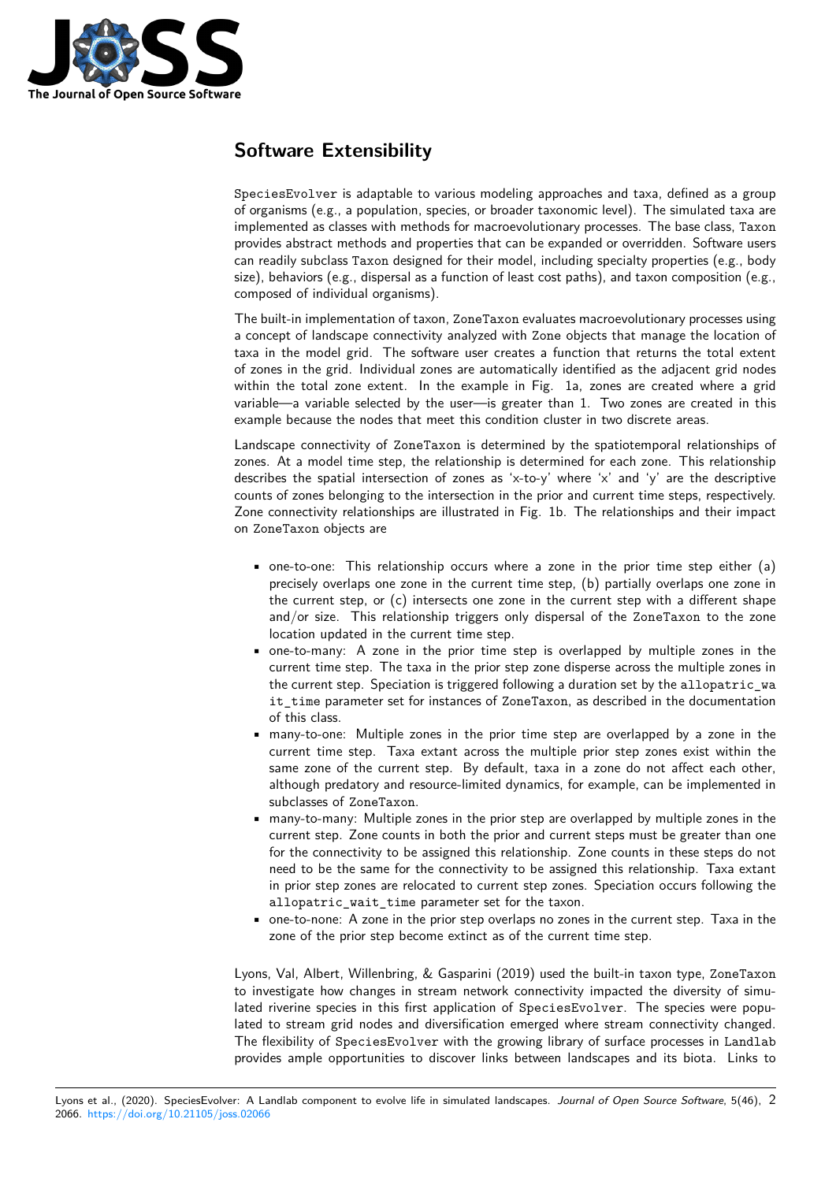## Software Extensibility

SpeciesEvolver is adaptable to various modeling approaches and taxa, defined as a group of organisms (e.g., a population, species, or broader taxonomic level). The simulated taxa are implemented as classes with methods for macroevolutionary processes. The base class, Taxon provides abstract methods and properties that can be expanded or overridden. Software users can readily subclass Taxon designed for their model, including specialty properties (e.g., body size), behaviors (e.g., dispersal as a function of least cost paths), and taxon composition (e.g., composed of individual organisms).

The built-in implementation of taxon, ZoneTaxon evaluates macroevolutionary processes using a concept of landscape connectivity analyzed with Zone objects that manage the location of taxa in the model grid. The software user creates a function that returns the total extent of zones in the grid. Individual zones are automatically identified as the adjacent grid nodes within the total zone extent. In the example in Fig. 1a, zones are created where a grid variable—a variable selected by the user—is greater than 1. Two zones are created in this example because the nodes that meet this condition cluster in two discrete areas.

Landscape connectivity of ZoneTaxon is determined by the spatiotemporal relationships of zones. At a model time step, the relationship is determined for each zone. This relationship describes the spatial intersection of zones as 'x-to-y' where 'x' and 'y' are the descriptive counts of zones belonging to the intersection in the prior and current time steps, respectively. Zone connectivity relationships are illustrated in Fig. 1b. The relationships and their impact on ZoneTaxon objects are

- one-to-one: This relationship occurs where a zone in the prior time step either (a) precisely overlaps one zone in the current time step, (b) partially overlaps one zone in the current step, or (c) intersects one zone in the current step with a different shape and/or size. This relationship triggers only dispersal of the ZoneTaxon to the zone location updated in the current time step.
- one-to-many: A zone in the prior time step is overlapped by multiple zones in the current time step. The taxa in the prior step zone disperse across the multiple zones in the current step. Speciation is triggered following a duration set by the allopatric_wait_time parameter set for instances of ZoneTaxon, as described in the documentation of this class.
- many-to-one: Multiple zones in the prior time step are overlapped by a zone in the current time step. Taxa extant across the multiple prior step zones exist within the same zone of the current step. By default, taxa in a zone do not affect each other, although predatory and resource-limited dynamics, for example, can be implemented in subclasses of ZoneTaxon.
- many-to-many: Multiple zones in the prior step are overlapped by multiple zones in the current step. Zone counts in both the prior and current steps must be greater than one for the connectivity to be assigned this relationship. Zone counts in these steps do not need to be the same for the connectivity to be assigned this relationship. Taxa extant in prior step zones are relocated to current step zones. Speciation occurs following the allopatric_wait_time parameter set for the taxon.
- one-to-none: A zone in the prior step overlaps no zones in the current step. Taxa in the zone of the prior step become extinct as of the current time step.

Lyons, Val, Albert, Willenbring, & Gasparini (2019) used the built-in taxon type, ZoneTaxon to investigate how changes in stream network connectivity impacted the diversity of simulated riverine species in this first application of SpeciesEvolver. The species were populated to stream grid nodes and diversification emerged where stream connectivity changed. The flexibility of SpeciesEvolver with the growing library of surface processes in Landlab provides ample opportunities to discover links between landscapes and its biota. Links to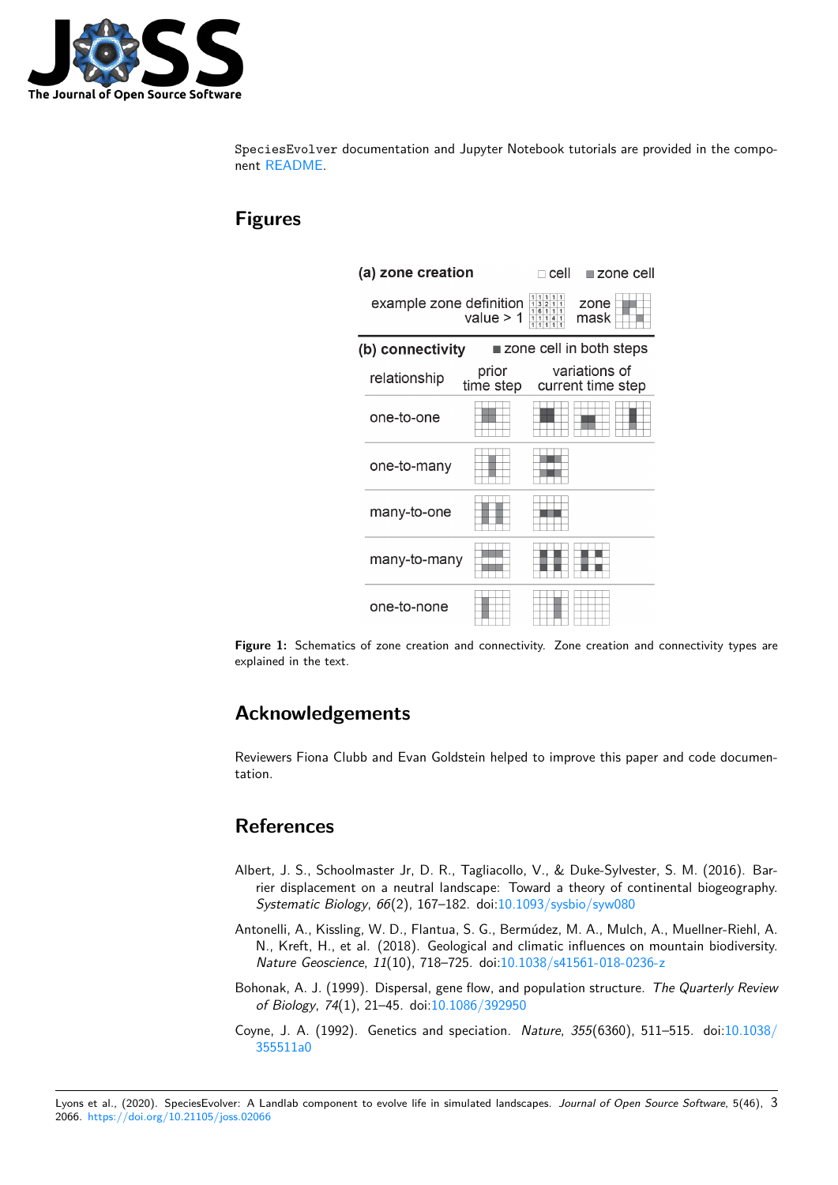SpeciesEvolver documentation and Jupyter Notebook tutorials are provided in the component [README](README).

# Figures

Figure 1: Schematics of zone creation and connectivity. Zone creation and connectivity types are explained in the text.

# Acknowledgements

Reviewers Fiona Clubb and Evan Goldstein helped to improve this paper and code documentation.

# References

Albert, J. S., Schoolmaster Jr, D. R., Tagliacollo, V., & Duke-Sylvester, S. M. (2016). Barrier displacement on a neutral landscape: Toward a theory of continental biogeography. *Systematic Biology*, *66*(2), 167–182. doi:10.1093/sysbio/syw080

Antonelli, A., Kissling, W. D., Flantua, S. G., Bermúdez, M. A., Mulch, A., Muellner-Riehl, A. N., Kreft, H., et al. (2018). Geological and climatic influences on mountain biodiversity. *Nature Geoscience*, *11*(10), 718–725. doi:10.1038/s41561-018-0236-z

Bohonak, A. J. (1999). Dispersal, gene flow, and population structure. *The Quarterly Review of Biology*, *74*(1), 21–45. doi:10.1086/392950

Coyne, J. A. (1992). Genetics and speciation. *Nature*, *355*(6360), 511–515. doi:10.1038/355511a0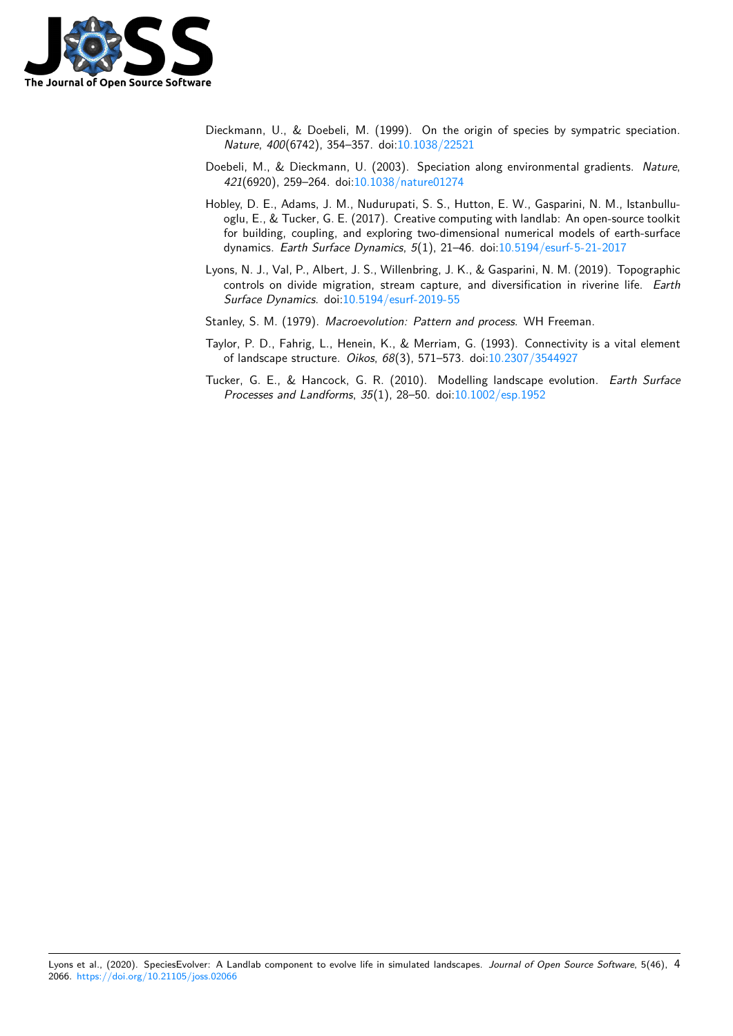Dieckmann, U., & Doebeli, M. (1999). On the origin of species by sympatric speciation. *Nature*, *400*(6742), 354–357. doi:10.1038/22521

Doebeli, M., & Dieckmann, U. (2003). Speciation along environmental gradients. *Nature*, *421*(6920), 259–264. doi:10.1038/nature01274

Hobley, D. E., Adams, J. M., Nudurupati, S. S., Hutton, E. W., Gasparini, N. M., Istanbulluoglu, E., & Tucker, G. E. (2017). Creative computing with landlab: An open-source toolkit for building, coupling, and exploring two-dimensional numerical models of earth-surface dynamics. *Earth Surface Dynamics*, *5*(1), 21–46. doi:10.5194/esurf-5-21-2017

Lyons, N. J., Val, P., Albert, J. S., Willenbring, J. K., & Gasparini, N. M. (2019). Topographic controls on divide migration, stream capture, and diversification in riverine life. *Earth Surface Dynamics*. doi:10.5194/esurf-2019-55

Stanley, S. M. (1979). *Macroevolution: Pattern and process*. WH Freeman.

Taylor, P. D., Fahrig, L., Henein, K., & Merriam, G. (1993). Connectivity is a vital element of landscape structure. *Oikos*, *68*(3), 571–573. doi:10.2307/3544927

Tucker, G. E., & Hancock, G. R. (2010). Modelling landscape evolution. *Earth Surface Processes and Landforms*, *35*(1), 28–50. doi:10.1002/esp.1952